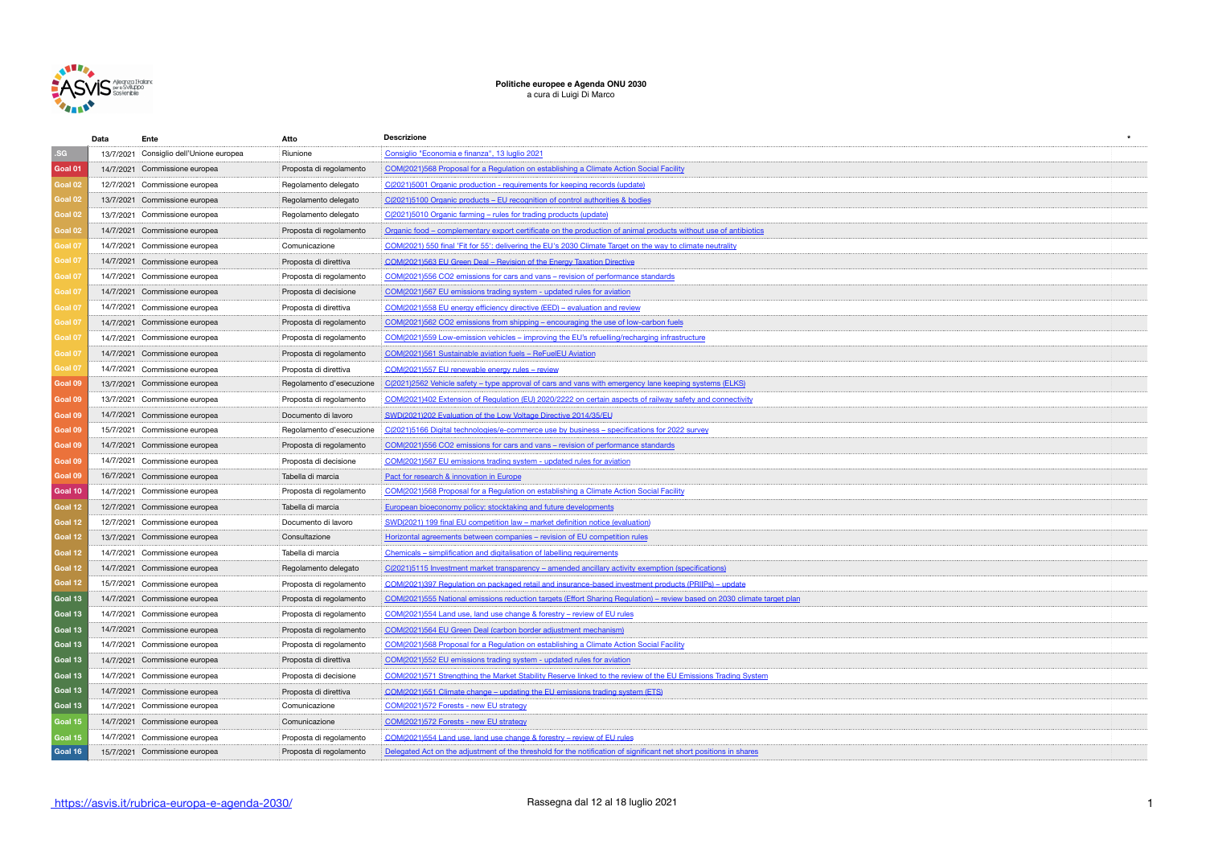**Politiche europee e Agenda ONU 2030**
a cura di Luigi Di Marco

| | Data | Ente | Atto | Descrizione |
|---|---|---|---|---|
| .SG | 13/7/2021 | Consiglio dell'Unione europea | Riunione | Consiglio "Economia e finanza", 13 luglio 2021 |
| Goal 01 | 14/7/2021 | Commissione europea | Proposta di regolamento | COM(2021)568 Proposal for a Regulation on establishing a Climate Action Social Facility |
| Goal 02 | 12/7/2021 | Commissione europea | Regolamento delegato | C(2021)5001 Organic production - requirements for keeping records (update) |
| Goal 02 | 13/7/2021 | Commissione europea | Regolamento delegato | C(2021)5100 Organic products – EU recognition of control authorities & bodies |
| Goal 02 | 13/7/2021 | Commissione europea | Regolamento delegato | C(2021)5010 Organic farming – rules for trading products (update) |
| Goal 02 | 14/7/2021 | Commissione europea | Proposta di regolamento | Organic food – complementary export certificate on the production of animal products without use of antibiotics |
| Goal 07 | 14/7/2021 | Commissione europea | Comunicazione | COM(2021) 550 final 'Fit for 55': delivering the EU's 2030 Climate Target on the way to climate neutrality |
| Goal 07 | 14/7/2021 | Commissione europea | Proposta di direttiva | COM(2021)563 EU Green Deal – Revision of the Energy Taxation Directive |
| Goal 07 | 14/7/2021 | Commissione europea | Proposta di regolamento | COM(2021)556 CO2 emissions for cars and vans – revision of performance standards |
| Goal 07 | 14/7/2021 | Commissione europea | Proposta di decisione | COM(2021)567 EU emissions trading system - updated rules for aviation |
| Goal 07 | 14/7/2021 | Commissione europea | Proposta di direttiva | COM(2021)558 EU energy efficiency directive (EED) – evaluation and review |
| Goal 07 | 14/7/2021 | Commissione europea | Proposta di regolamento | COM(2021)562 CO2 emissions from shipping – encouraging the use of low-carbon fuels |
| Goal 07 | 14/7/2021 | Commissione europea | Proposta di regolamento | COM(2021)559 Low-emission vehicles – improving the EU's refuelling/recharging infrastructure |
| Goal 07 | 14/7/2021 | Commissione europea | Proposta di regolamento | COM(2021)561 Sustainable aviation fuels – ReFuelEU Aviation |
| Goal 07 | 14/7/2021 | Commissione europea | Proposta di direttiva | COM(2021)557 EU renewable energy rules – review |
| Goal 09 | 13/7/2021 | Commissione europea | Regolamento d'esecuzione | C(2021)2562 Vehicle safety – type approval of cars and vans with emergency lane keeping systems (ELKS) |
| Goal 09 | 13/7/2021 | Commissione europea | Proposta di regolamento | COM(2021)402 Extension of Regulation (EU) 2020/2222 on certain aspects of railway safety and connectivity |
| Goal 09 | 14/7/2021 | Commissione europea | Documento di lavoro | SWD(2021)202 Evaluation of the Low Voltage Directive 2014/35/EU |
| Goal 09 | 15/7/2021 | Commissione europea | Regolamento d'esecuzione | C(2021)5166 Digital technologies/e-commerce use by business – specifications for 2022 survey |
| Goal 09 | 14/7/2021 | Commissione europea | Proposta di regolamento | COM(2021)556 CO2 emissions for cars and vans – revision of performance standards |
| Goal 09 | 14/7/2021 | Commissione europea | Proposta di decisione | COM(2021)567 EU emissions trading system - updated rules for aviation |
| Goal 09 | 16/7/2021 | Commissione europea | Tabella di marcia | Pact for research & innovation in Europe |
| Goal 10 | 14/7/2021 | Commissione europea | Proposta di regolamento | COM(2021)568 Proposal for a Regulation on establishing a Climate Action Social Facility |
| Goal 12 | 12/7/2021 | Commissione europea | Tabella di marcia | European bioeconomy policy: stocktaking and future developments |
| Goal 12 | 12/7/2021 | Commissione europea | Documento di lavoro | SWD(2021) 199 final EU competition law – market definition notice (evaluation) |
| Goal 12 | 13/7/2021 | Commissione europea | Consultazione | Horizontal agreements between companies – revision of EU competition rules |
| Goal 12 | 14/7/2021 | Commissione europea | Tabella di marcia | Chemicals – simplification and digitalisation of labelling requirements |
| Goal 12 | 14/7/2021 | Commissione europea | Regolamento delegato | C(2021)5115 Investment market transparency – amended ancillary activity exemption (specifications) |
| Goal 12 | 15/7/2021 | Commissione europea | Proposta di regolamento | COM(2021)397 Regulation on packaged retail and insurance-based investment products (PRIIPs) – update |
| Goal 13 | 14/7/2021 | Commissione europea | Proposta di regolamento | COM(2021)555 National emissions reduction targets (Effort Sharing Regulation) – review based on 2030 climate target plan |
| Goal 13 | 14/7/2021 | Commissione europea | Proposta di regolamento | COM(2021)554 Land use, land use change & forestry – review of EU rules |
| Goal 13 | 14/7/2021 | Commissione europea | Proposta di regolamento | COM(2021)564 EU Green Deal (carbon border adjustment mechanism) |
| Goal 13 | 14/7/2021 | Commissione europea | Proposta di regolamento | COM(2021)568 Proposal for a Regulation on establishing a Climate Action Social Facility |
| Goal 13 | 14/7/2021 | Commissione europea | Proposta di direttiva | COM(2021)552 EU emissions trading system - updated rules for aviation |
| Goal 13 | 14/7/2021 | Commissione europea | Proposta di decisione | COM(2021)571 Strengthing the Market Stability Reserve linked to the review of the EU Emissions Trading System |
| Goal 13 | 14/7/2021 | Commissione europea | Proposta di direttiva | COM(2021)551 Climate change – updating the EU emissions trading system (ETS) |
| Goal 13 | 14/7/2021 | Commissione europea | Comunicazione | COM(2021)572 Forests - new EU strategy |
| Goal 15 | 14/7/2021 | Commissione europea | Comunicazione | COM(2021)572 Forests - new EU strategy |
| Goal 15 | 14/7/2021 | Commissione europea | Proposta di regolamento | COM(2021)554 Land use, land use change & forestry – review of EU rules |
| Goal 16 | 15/7/2021 | Commissione europea | Proposta di regolamento | Delegated Act on the adjustment of the threshold for the notification of significant net short positions in shares |

https://asvis.it/rubrica-europa-e-agenda-2030/

Rassegna dal 12 al 18 luglio 2021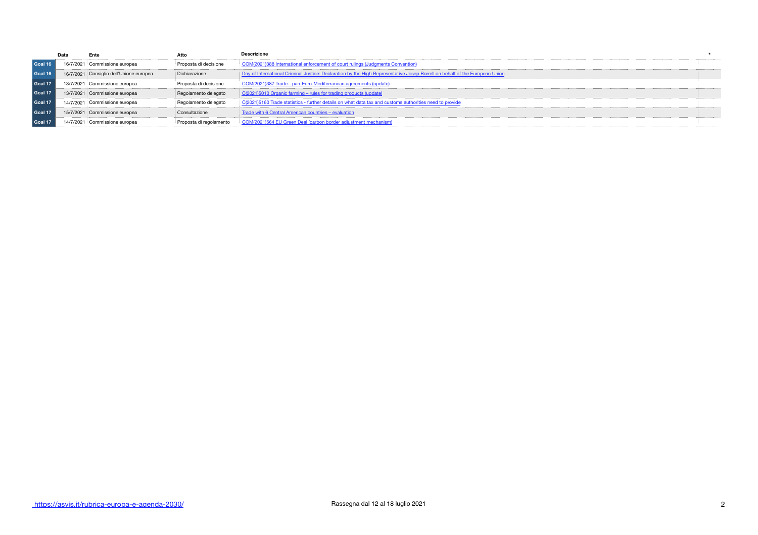| | Data | Ente | Atto | Descrizione | * |
|---|---|---|---|---|---|
| Goal 16 | 16/7/2021 | Commissione europea | Proposta di decisione | COM(2021)388 International enforcement of court rulings (Judgments Convention) | |
| Goal 16 | 16/7/2021 | Consiglio dell'Unione europea | Dichiarazione | Day of International Criminal Justice: Declaration by the High Representative Josep Borrell on behalf of the European Union | |
| Goal 17 | 13/7/2021 | Commissione europea | Proposta di decisione | COM(2021)387 Trade - pan-Euro-Mediterranean agreements (update) | |
| Goal 17 | 13/7/2021 | Commissione europea | Regolamento delegato | C(2021)5010 Organic farming – rules for trading products (update) | |
| Goal 17 | 14/7/2021 | Commissione europea | Regolamento delegato | C(2021)5160 Trade statistics - further details on what data tax and customs authorities need to provide | |
| Goal 17 | 15/7/2021 | Commissione europea | Consultazione | Trade with 6 Central American countries – evaluation | |
| Goal 17 | 14/7/2021 | Commissione europea | Proposta di regolamento | COM(2021)564 EU Green Deal (carbon border adjustment mechanism) | |